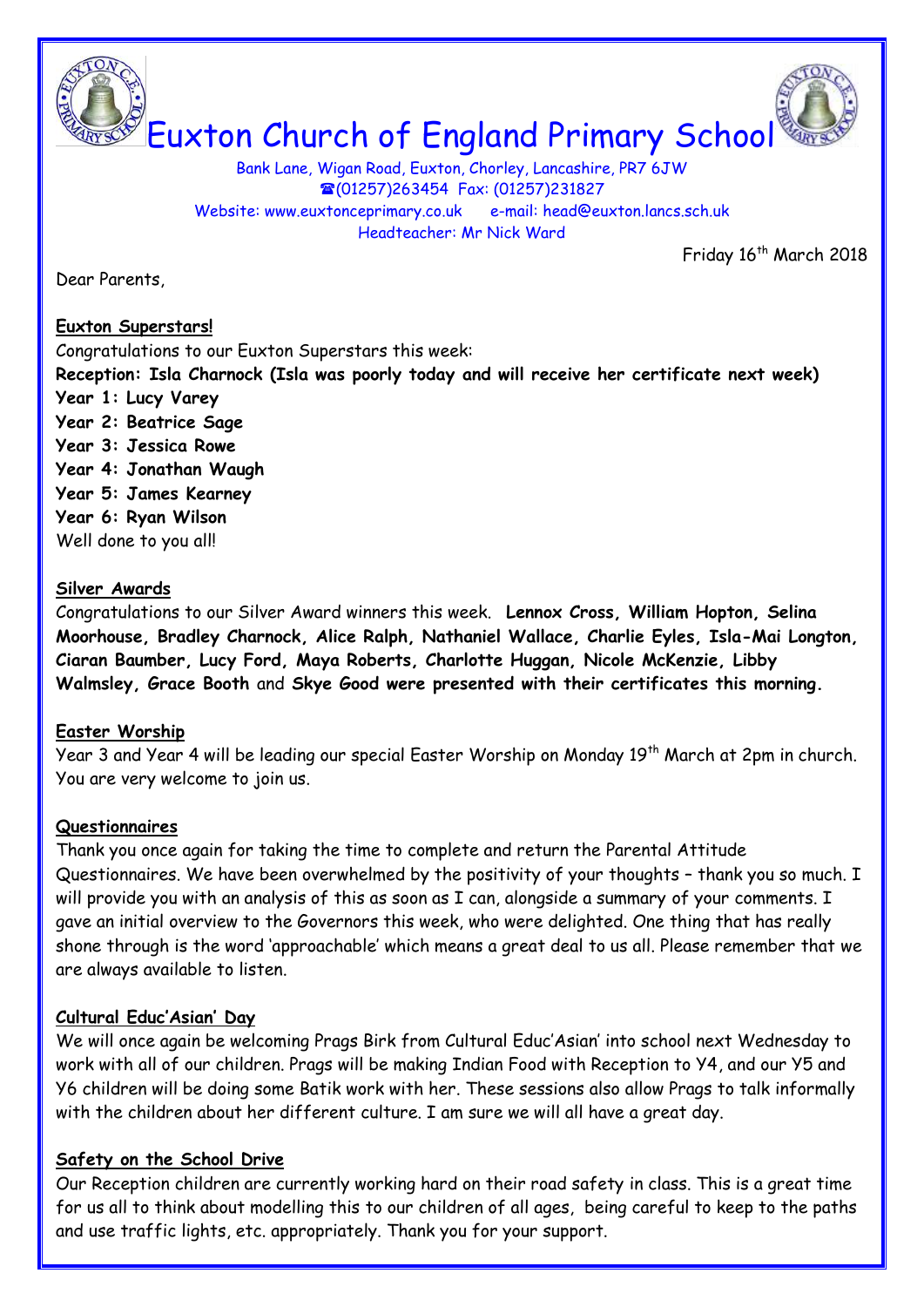# Euxton Church of England Primary School

Bank Lane, Wigan Road, Euxton, Chorley, Lancashire, PR7 6JW
☎(01257)263454 Fax: (01257)231827
Website: www.euxtonceprimary.co.uk e-mail: head@euxton.lancs.sch.uk
Headteacher: Mr Nick Ward

Friday 16th March 2018

Dear Parents,

**Euxton Superstars!**

Congratulations to our Euxton Superstars this week:

**Reception: Isla Charnock (Isla was poorly today and will receive her certificate next week)**
**Year 1: Lucy Varey**
**Year 2: Beatrice Sage**
**Year 3: Jessica Rowe**
**Year 4: Jonathan Waugh**
**Year 5: James Kearney**
**Year 6: Ryan Wilson**

Well done to you all!

**Silver Awards**

Congratulations to our Silver Award winners this week. **Lennox Cross, William Hopton, Selina Moorhouse, Bradley Charnock, Alice Ralph, Nathaniel Wallace, Charlie Eyles, Isla-Mai Longton, Ciaran Baumber, Lucy Ford, Maya Roberts, Charlotte Huggan, Nicole McKenzie, Libby Walmsley, Grace Booth** and **Skye Good were presented with their certificates this morning.**

**Easter Worship**

Year 3 and Year 4 will be leading our special Easter Worship on Monday 19th March at 2pm in church. You are very welcome to join us.

**Questionnaires**

Thank you once again for taking the time to complete and return the Parental Attitude Questionnaires. We have been overwhelmed by the positivity of your thoughts – thank you so much. I will provide you with an analysis of this as soon as I can, alongside a summary of your comments. I gave an initial overview to the Governors this week, who were delighted. One thing that has really shone through is the word 'approachable' which means a great deal to us all. Please remember that we are always available to listen.

**Cultural Educ'Asian' Day**

We will once again be welcoming Prags Birk from Cultural Educ'Asian' into school next Wednesday to work with all of our children. Prags will be making Indian Food with Reception to Y4, and our Y5 and Y6 children will be doing some Batik work with her. These sessions also allow Prags to talk informally with the children about her different culture. I am sure we will all have a great day.

**Safety on the School Drive**

Our Reception children are currently working hard on their road safety in class. This is a great time for us all to think about modelling this to our children of all ages, being careful to keep to the paths and use traffic lights, etc. appropriately. Thank you for your support.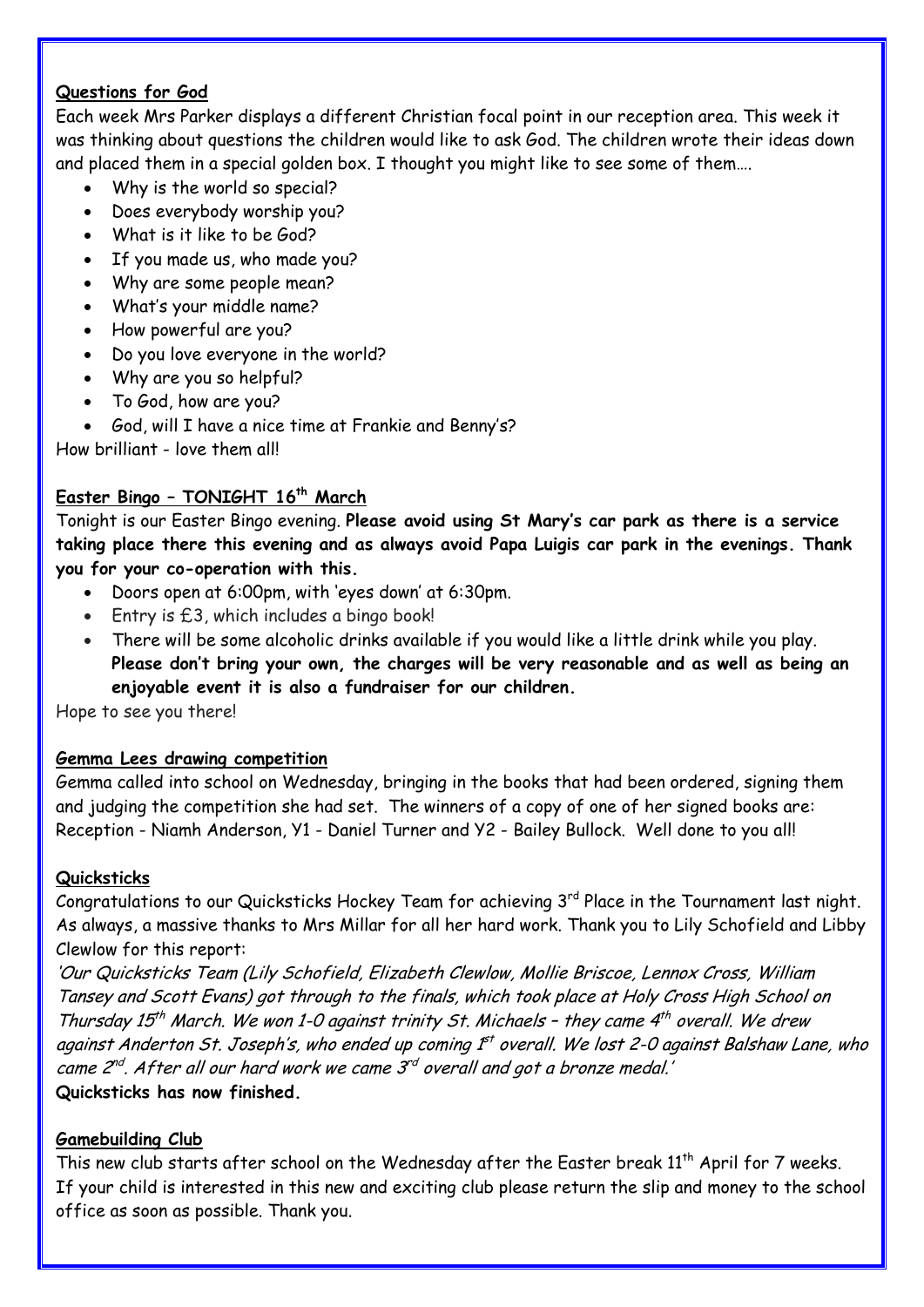**Questions for God**

Each week Mrs Parker displays a different Christian focal point in our reception area. This week it was thinking about questions the children would like to ask God. The children wrote their ideas down and placed them in a special golden box. I thought you might like to see some of them….

- Why is the world so special?
- Does everybody worship you?
- What is it like to be God?
- If you made us, who made you?
- Why are some people mean?
- What's your middle name?
- How powerful are you?
- Do you love everyone in the world?
- Why are you so helpful?
- To God, how are you?
- God, will I have a nice time at Frankie and Benny's?

How brilliant - love them all!

**Easter Bingo – TONIGHT 16th March**

Tonight is our Easter Bingo evening. **Please avoid using St Mary's car park as there is a service taking place there this evening and as always avoid Papa Luigis car park in the evenings. Thank you for your co-operation with this.**

- Doors open at 6:00pm, with 'eyes down' at 6:30pm.
- Entry is £3, which includes a bingo book!
- There will be some alcoholic drinks available if you would like a little drink while you play. **Please don't bring your own, the charges will be very reasonable and as well as being an enjoyable event it is also a fundraiser for our children.**

Hope to see you there!

**Gemma Lees drawing competition**

Gemma called into school on Wednesday, bringing in the books that had been ordered, signing them and judging the competition she had set. The winners of a copy of one of her signed books are: Reception - Niamh Anderson, Y1 - Daniel Turner and Y2 - Bailey Bullock. Well done to you all!

**Quicksticks**

Congratulations to our Quicksticks Hockey Team for achieving 3rd Place in the Tournament last night. As always, a massive thanks to Mrs Millar for all her hard work. Thank you to Lily Schofield and Libby Clewlow for this report:

*'Our Quicksticks Team (Lily Schofield, Elizabeth Clewlow, Mollie Briscoe, Lennox Cross, William Tansey and Scott Evans) got through to the finals, which took place at Holy Cross High School on Thursday 15th March. We won 1-0 against trinity St. Michaels – they came 4th overall. We drew against Anderton St. Joseph's, who ended up coming 1st overall. We lost 2-0 against Balshaw Lane, who came 2nd. After all our hard work we came 3rd overall and got a bronze medal.'*

**Quicksticks has now finished.**

**Gamebuilding Club**

This new club starts after school on the Wednesday after the Easter break 11th April for 7 weeks. If your child is interested in this new and exciting club please return the slip and money to the school office as soon as possible. Thank you.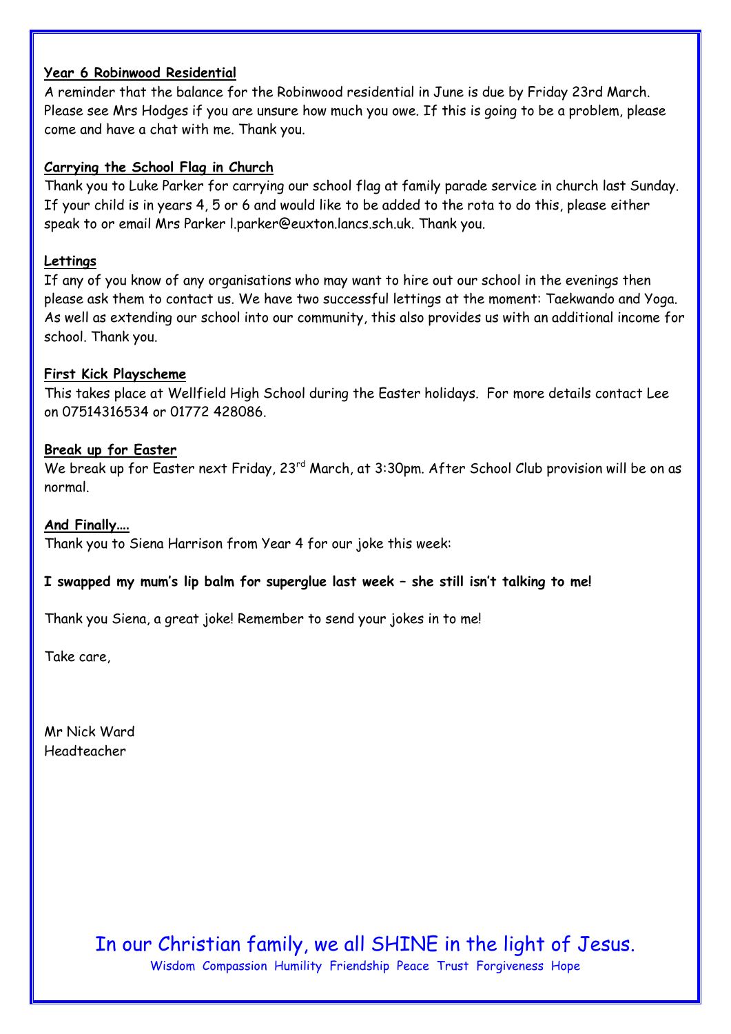**Year 6 Robinwood Residential**

A reminder that the balance for the Robinwood residential in June is due by Friday 23rd March. Please see Mrs Hodges if you are unsure how much you owe. If this is going to be a problem, please come and have a chat with me. Thank you.

**Carrying the School Flag in Church**

Thank you to Luke Parker for carrying our school flag at family parade service in church last Sunday. If your child is in years 4, 5 or 6 and would like to be added to the rota to do this, please either speak to or email Mrs Parker l.parker@euxton.lancs.sch.uk. Thank you.

**Lettings**

If any of you know of any organisations who may want to hire out our school in the evenings then please ask them to contact us. We have two successful lettings at the moment: Taekwando and Yoga. As well as extending our school into our community, this also provides us with an additional income for school. Thank you.

**First Kick Playscheme**

This takes place at Wellfield High School during the Easter holidays. For more details contact Lee on 07514316534 or 01772 428086.

**Break up for Easter**

We break up for Easter next Friday, 23rd March, at 3:30pm. After School Club provision will be on as normal.

**And Finally….**

Thank you to Siena Harrison from Year 4 for our joke this week:

**I swapped my mum's lip balm for superglue last week – she still isn't talking to me!**

Thank you Siena, a great joke! Remember to send your jokes in to me!

Take care,

Mr Nick Ward
Headteacher

In our Christian family, we all SHINE in the light of Jesus.

Wisdom Compassion Humility Friendship Peace Trust Forgiveness Hope